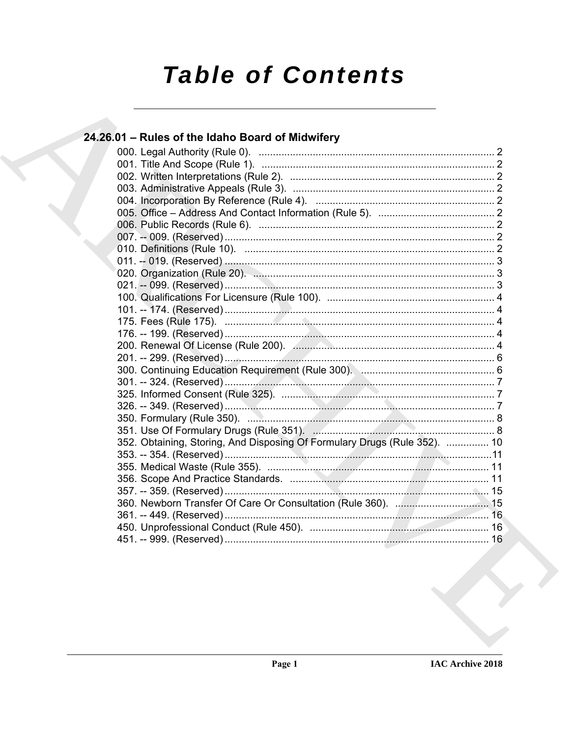# Table of Contents

## 24.26.01 – Rules of the Idaho Board of Midwifery

000. Legal Authority (Rule 0). .......... 2
001. Title And Scope (Rule 1). .......... 2
002. Written Interpretations (Rule 2). .......... 2
003. Administrative Appeals (Rule 3). .......... 2
004. Incorporation By Reference (Rule 4). .......... 2
005. Office – Address And Contact Information (Rule 5). .......... 2
006. Public Records (Rule 6). .......... 2
007. -- 009. (Reserved) .......... 2
010. Definitions (Rule 10). .......... 2
011. -- 019. (Reserved) .......... 3
020. Organization (Rule 20). .......... 3
021. -- 099. (Reserved) .......... 3
100. Qualifications For Licensure (Rule 100). .......... 4
101. -- 174. (Reserved) .......... 4
175. Fees (Rule 175). .......... 4
176. -- 199. (Reserved) .......... 4
200. Renewal Of License (Rule 200). .......... 4
201. -- 299. (Reserved) .......... 6
300. Continuing Education Requirement (Rule 300). .......... 6
301. -- 324. (Reserved) .......... 7
325. Informed Consent (Rule 325). .......... 7
326. -- 349. (Reserved) .......... 7
350. Formulary (Rule 350). .......... 8
351. Use Of Formulary Drugs (Rule 351). .......... 8
352. Obtaining, Storing, And Disposing Of Formulary Drugs (Rule 352). .......... 10
353. -- 354. (Reserved) .......... 11
355. Medical Waste (Rule 355). .......... 11
356. Scope And Practice Standards. .......... 11
357. -- 359. (Reserved) .......... 15
360. Newborn Transfer Of Care Or Consultation (Rule 360). .......... 15
361. -- 449. (Reserved) .......... 16
450. Unprofessional Conduct (Rule 450). .......... 16
451. -- 999. (Reserved) .......... 16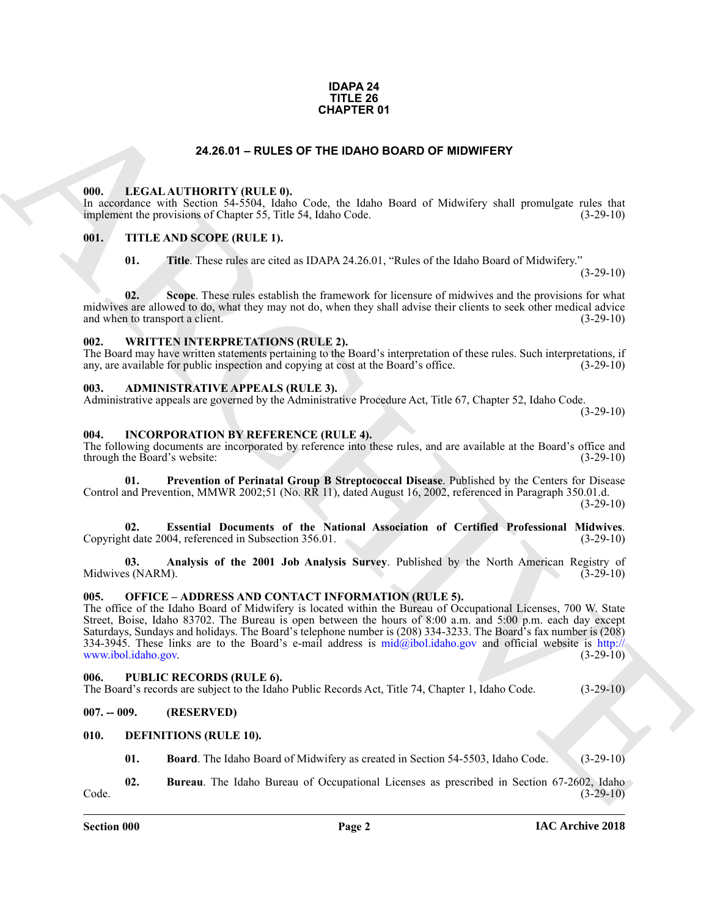**IDAPA 24**
**TITLE 26**
**CHAPTER 01**

# 24.26.01 – RULES OF THE IDAHO BOARD OF MIDWIFERY

## 000. LEGAL AUTHORITY (RULE 0).

In accordance with Section 54-5504, Idaho Code, the Idaho Board of Midwifery shall promulgate rules that implement the provisions of Chapter 55, Title 54, Idaho Code. (3-29-10)

## 001. TITLE AND SCOPE (RULE 1).

**01. Title**. These rules are cited as IDAPA 24.26.01, "Rules of the Idaho Board of Midwifery." (3-29-10)

**02. Scope**. These rules establish the framework for licensure of midwives and the provisions for what midwives are allowed to do, what they may not do, when they shall advise their clients to seek other medical advice and when to transport a client. (3-29-10)

## 002. WRITTEN INTERPRETATIONS (RULE 2).

The Board may have written statements pertaining to the Board's interpretation of these rules. Such interpretations, if any, are available for public inspection and copying at cost at the Board's office. (3-29-10)

## 003. ADMINISTRATIVE APPEALS (RULE 3).

Administrative appeals are governed by the Administrative Procedure Act, Title 67, Chapter 52, Idaho Code. (3-29-10)

## 004. INCORPORATION BY REFERENCE (RULE 4).

The following documents are incorporated by reference into these rules, and are available at the Board's office and through the Board's website: (3-29-10)

**01. Prevention of Perinatal Group B Streptococcal Disease**. Published by the Centers for Disease Control and Prevention, MMWR 2002;51 (No. RR 11), dated August 16, 2002, referenced in Paragraph 350.01.d. (3-29-10)

**02. Essential Documents of the National Association of Certified Professional Midwives**. Copyright date 2004, referenced in Subsection 356.01. (3-29-10)

**03. Analysis of the 2001 Job Analysis Survey**. Published by the North American Registry of Midwives (NARM). (3-29-10)

## 005. OFFICE – ADDRESS AND CONTACT INFORMATION (RULE 5).

The office of the Idaho Board of Midwifery is located within the Bureau of Occupational Licenses, 700 W. State Street, Boise, Idaho 83702. The Bureau is open between the hours of 8:00 a.m. and 5:00 p.m. each day except Saturdays, Sundays and holidays. The Board's telephone number is (208) 334-3233. The Board's fax number is (208) 334-3945. These links are to the Board's e-mail address is mid@ibol.idaho.gov and official website is http://www.ibol.idaho.gov. (3-29-10)

## 006. PUBLIC RECORDS (RULE 6).

The Board's records are subject to the Idaho Public Records Act, Title 74, Chapter 1, Idaho Code. (3-29-10)

## 007. -- 009. (RESERVED)

## 010. DEFINITIONS (RULE 10).

**01. Board**. The Idaho Board of Midwifery as created in Section 54-5503, Idaho Code. (3-29-10)

**02. Bureau**. The Idaho Bureau of Occupational Licenses as prescribed in Section 67-2602, Idaho Code. (3-29-10)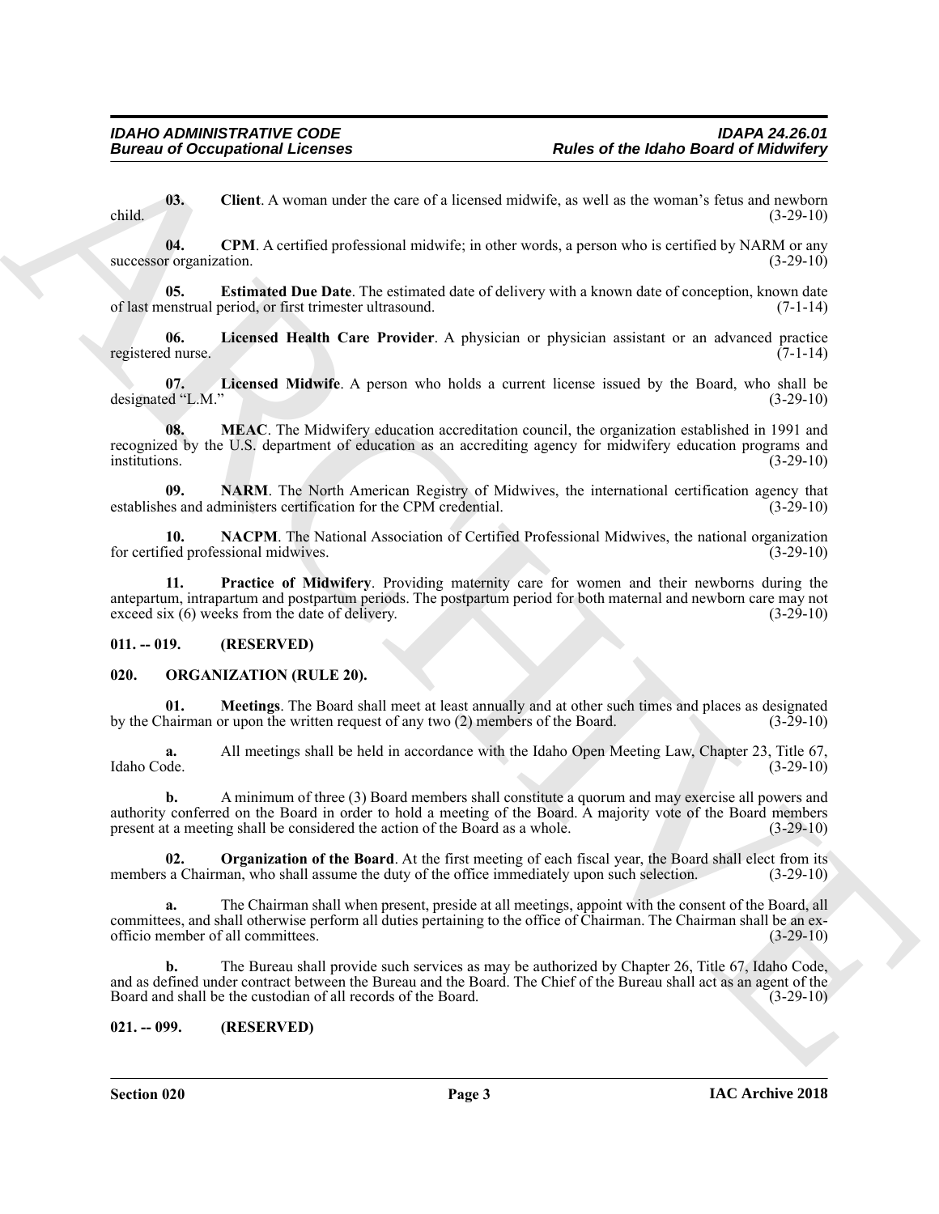**03. Client**. A woman under the care of a licensed midwife, as well as the woman's fetus and newborn child. (3-29-10)

**04. CPM**. A certified professional midwife; in other words, a person who is certified by NARM or any successor organization. (3-29-10)

**05. Estimated Due Date**. The estimated date of delivery with a known date of conception, known date of last menstrual period, or first trimester ultrasound. (7-1-14)

**06. Licensed Health Care Provider**. A physician or physician assistant or an advanced practice registered nurse. (7-1-14)

**07. Licensed Midwife**. A person who holds a current license issued by the Board, who shall be designated "L.M." (3-29-10)

**08. MEAC**. The Midwifery education accreditation council, the organization established in 1991 and recognized by the U.S. department of education as an accrediting agency for midwifery education programs and institutions. (3-29-10)

**09. NARM**. The North American Registry of Midwives, the international certification agency that establishes and administers certification for the CPM credential. (3-29-10)

**10. NACPM**. The National Association of Certified Professional Midwives, the national organization for certified professional midwives. (3-29-10)

**11. Practice of Midwifery**. Providing maternity care for women and their newborns during the antepartum, intrapartum and postpartum periods. The postpartum period for both maternal and newborn care may not exceed six (6) weeks from the date of delivery. (3-29-10)

### 011. -- 019. (RESERVED)

### 020. ORGANIZATION (RULE 20).

**01. Meetings**. The Board shall meet at least annually and at other such times and places as designated by the Chairman or upon the written request of any two (2) members of the Board. (3-29-10)

**a.** All meetings shall be held in accordance with the Idaho Open Meeting Law, Chapter 23, Title 67, Idaho Code. (3-29-10)

**b.** A minimum of three (3) Board members shall constitute a quorum and may exercise all powers and authority conferred on the Board in order to hold a meeting of the Board. A majority vote of the Board members present at a meeting shall be considered the action of the Board as a whole. (3-29-10)

**02. Organization of the Board**. At the first meeting of each fiscal year, the Board shall elect from its members a Chairman, who shall assume the duty of the office immediately upon such selection. (3-29-10)

**a.** The Chairman shall when present, preside at all meetings, appoint with the consent of the Board, all committees, and shall otherwise perform all duties pertaining to the office of Chairman. The Chairman shall be an ex-officio member of all committees. (3-29-10)

**b.** The Bureau shall provide such services as may be authorized by Chapter 26, Title 67, Idaho Code, and as defined under contract between the Bureau and the Board. The Chief of the Bureau shall act as an agent of the Board and shall be the custodian of all records of the Board. (3-29-10)

### 021. -- 099. (RESERVED)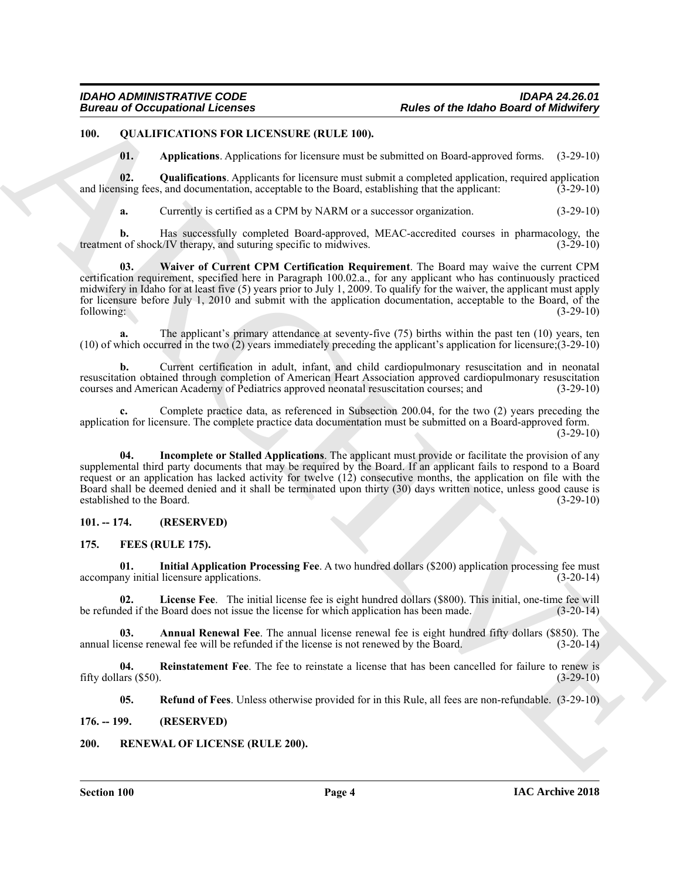## 100. QUALIFICATIONS FOR LICENSURE (RULE 100).

**01. Applications**. Applications for licensure must be submitted on Board-approved forms. (3-29-10)

**02. Qualifications**. Applicants for licensure must submit a completed application, required application and licensing fees, and documentation, acceptable to the Board, establishing that the applicant: (3-29-10)

**a.** Currently is certified as a CPM by NARM or a successor organization. (3-29-10)

**b.** Has successfully completed Board-approved, MEAC-accredited courses in pharmacology, the treatment of shock/IV therapy, and suturing specific to midwives. (3-29-10)

**03. Waiver of Current CPM Certification Requirement**. The Board may waive the current CPM certification requirement, specified here in Paragraph 100.02.a., for any applicant who has continuously practiced midwifery in Idaho for at least five (5) years prior to July 1, 2009. To qualify for the waiver, the applicant must apply for licensure before July 1, 2010 and submit with the application documentation, acceptable to the Board, of the following: (3-29-10)

**a.** The applicant's primary attendance at seventy-five (75) births within the past ten (10) years, ten (10) of which occurred in the two (2) years immediately preceding the applicant's application for licensure;(3-29-10)

**b.** Current certification in adult, infant, and child cardiopulmonary resuscitation and in neonatal resuscitation obtained through completion of American Heart Association approved cardiopulmonary resuscitation courses and American Academy of Pediatrics approved neonatal resuscitation courses; and (3-29-10)

**c.** Complete practice data, as referenced in Subsection 200.04, for the two (2) years preceding the application for licensure. The complete practice data documentation must be submitted on a Board-approved form. (3-29-10)

**04. Incomplete or Stalled Applications**. The applicant must provide or facilitate the provision of any supplemental third party documents that may be required by the Board. If an applicant fails to respond to a Board request or an application has lacked activity for twelve (12) consecutive months, the application on file with the Board shall be deemed denied and it shall be terminated upon thirty (30) days written notice, unless good cause is established to the Board. (3-29-10)

## 101. -- 174. (RESERVED)

## 175. FEES (RULE 175).

**01. Initial Application Processing Fee**. A two hundred dollars ($200) application processing fee must accompany initial licensure applications. (3-20-14)

**02. License Fee**. The initial license fee is eight hundred dollars ($800). This initial, one-time fee will be refunded if the Board does not issue the license for which application has been made. (3-20-14)

**03. Annual Renewal Fee**. The annual license renewal fee is eight hundred fifty dollars ($850). The annual license renewal fee will be refunded if the license is not renewed by the Board. (3-20-14)

**04. Reinstatement Fee**. The fee to reinstate a license that has been cancelled for failure to renew is fifty dollars ($50). (3-29-10)

**05. Refund of Fees**. Unless otherwise provided for in this Rule, all fees are non-refundable. (3-29-10)

## 176. -- 199. (RESERVED)

## 200. RENEWAL OF LICENSE (RULE 200).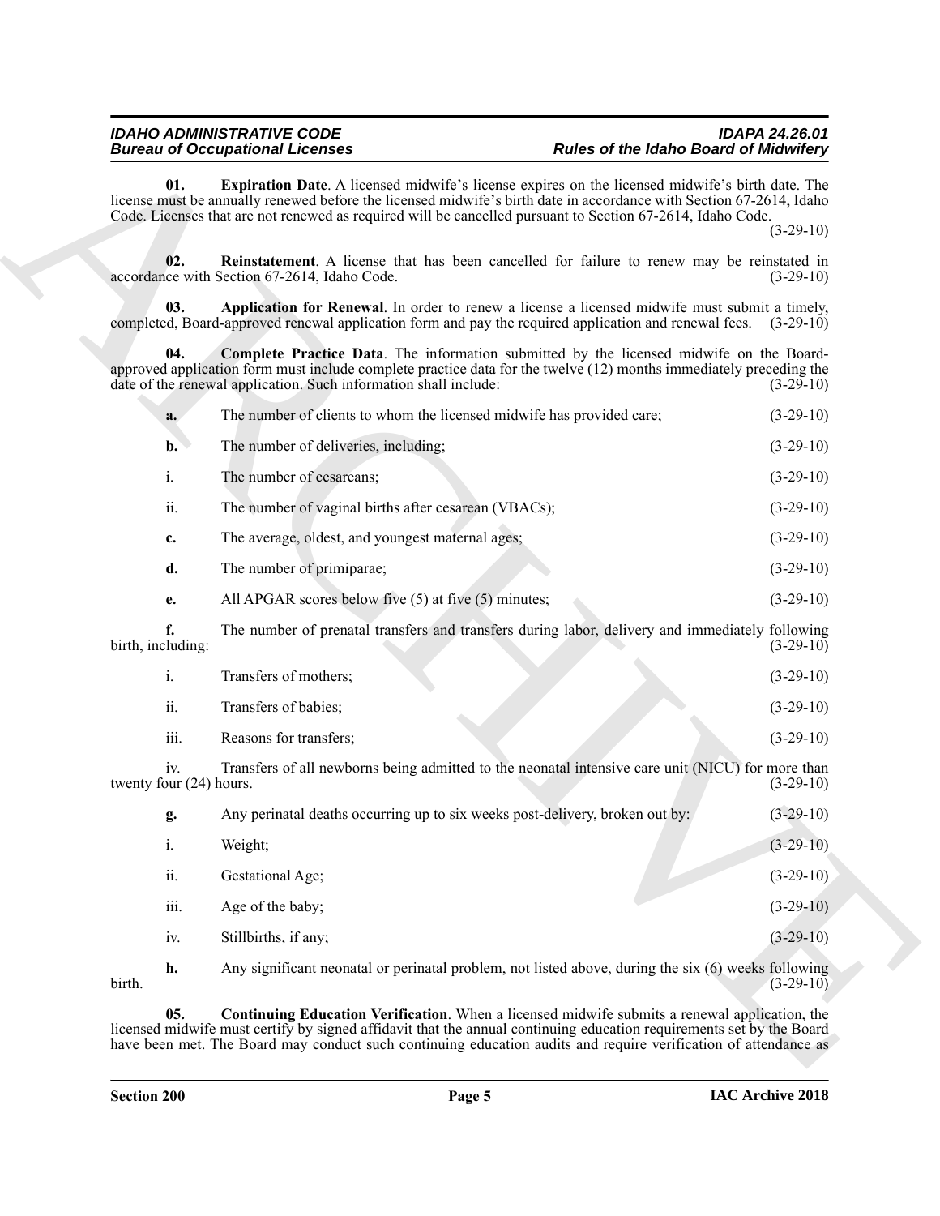**01. Expiration Date**. A licensed midwife's license expires on the licensed midwife's birth date. The license must be annually renewed before the licensed midwife's birth date in accordance with Section 67-2614, Idaho Code. Licenses that are not renewed as required will be cancelled pursuant to Section 67-2614, Idaho Code. (3-29-10)

**02. Reinstatement**. A license that has been cancelled for failure to renew may be reinstated in accordance with Section 67-2614, Idaho Code. (3-29-10)

**03. Application for Renewal**. In order to renew a license a licensed midwife must submit a timely, completed, Board-approved renewal application form and pay the required application and renewal fees. (3-29-10)

**04. Complete Practice Data**. The information submitted by the licensed midwife on the Board-approved application form must include complete practice data for the twelve (12) months immediately preceding the date of the renewal application. Such information shall include: (3-29-10)

**a.** The number of clients to whom the licensed midwife has provided care; (3-29-10)

**b.** The number of deliveries, including; (3-29-10)

i. The number of cesareans; (3-29-10)

ii. The number of vaginal births after cesarean (VBACs); (3-29-10)

**c.** The average, oldest, and youngest maternal ages; (3-29-10)

**d.** The number of primiparae; (3-29-10)

**e.** All APGAR scores below five (5) at five (5) minutes; (3-29-10)

**f.** The number of prenatal transfers and transfers during labor, delivery and immediately following birth, including: (3-29-10)

i. Transfers of mothers; (3-29-10)

ii. Transfers of babies; (3-29-10)

iii. Reasons for transfers; (3-29-10)

iv. Transfers of all newborns being admitted to the neonatal intensive care unit (NICU) for more than twenty four (24) hours. (3-29-10)

**g.** Any perinatal deaths occurring up to six weeks post-delivery, broken out by: (3-29-10)

i. Weight; (3-29-10)

ii. Gestational Age; (3-29-10)

iii. Age of the baby; (3-29-10)

iv. Stillbirths, if any; (3-29-10)

**h.** Any significant neonatal or perinatal problem, not listed above, during the six (6) weeks following birth. (3-29-10)

**05. Continuing Education Verification**. When a licensed midwife submits a renewal application, the licensed midwife must certify by signed affidavit that the annual continuing education requirements set by the Board have been met. The Board may conduct such continuing education audits and require verification of attendance as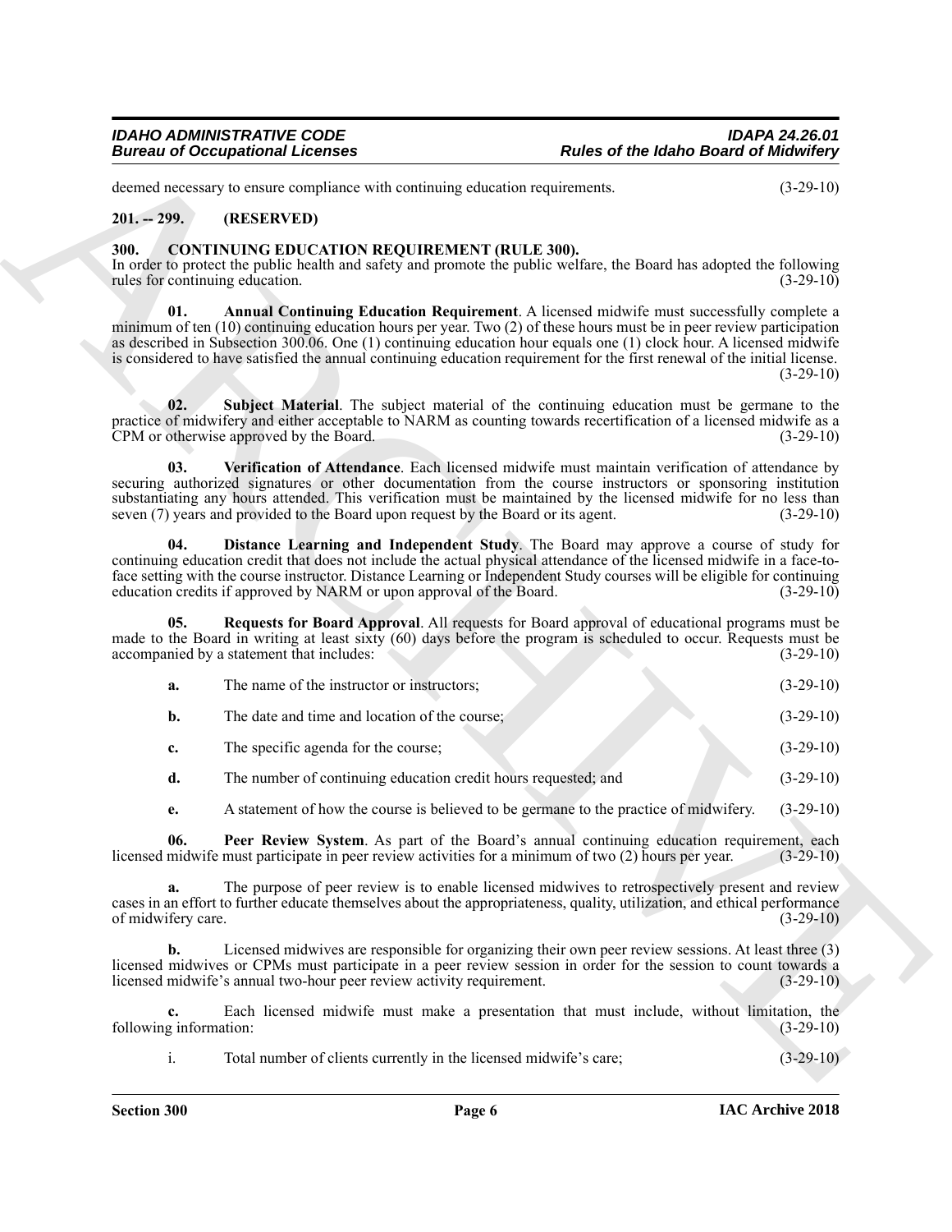deemed necessary to ensure compliance with continuing education requirements. (3-29-10)

## 201. -- 299. (RESERVED)

## 300. CONTINUING EDUCATION REQUIREMENT (RULE 300).

In order to protect the public health and safety and promote the public welfare, the Board has adopted the following rules for continuing education. (3-29-10)

**01. Annual Continuing Education Requirement**. A licensed midwife must successfully complete a minimum of ten (10) continuing education hours per year. Two (2) of these hours must be in peer review participation as described in Subsection 300.06. One (1) continuing education hour equals one (1) clock hour. A licensed midwife is considered to have satisfied the annual continuing education requirement for the first renewal of the initial license. (3-29-10)

**02. Subject Material**. The subject material of the continuing education must be germane to the practice of midwifery and either acceptable to NARM as counting towards recertification of a licensed midwife as a CPM or otherwise approved by the Board. (3-29-10)

**03. Verification of Attendance**. Each licensed midwife must maintain verification of attendance by securing authorized signatures or other documentation from the course instructors or sponsoring institution substantiating any hours attended. This verification must be maintained by the licensed midwife for no less than seven (7) years and provided to the Board upon request by the Board or its agent. (3-29-10)

**04. Distance Learning and Independent Study**. The Board may approve a course of study for continuing education credit that does not include the actual physical attendance of the licensed midwife in a face-to-face setting with the course instructor. Distance Learning or Independent Study courses will be eligible for continuing education credits if approved by NARM or upon approval of the Board. (3-29-10)

**05. Requests for Board Approval**. All requests for Board approval of educational programs must be made to the Board in writing at least sixty (60) days before the program is scheduled to occur. Requests must be accompanied by a statement that includes: (3-29-10)

**a.** The name of the instructor or instructors; (3-29-10)

**b.** The date and time and location of the course; (3-29-10)

**c.** The specific agenda for the course; (3-29-10)

**d.** The number of continuing education credit hours requested; and (3-29-10)

**e.** A statement of how the course is believed to be germane to the practice of midwifery. (3-29-10)

**06. Peer Review System**. As part of the Board's annual continuing education requirement, each licensed midwife must participate in peer review activities for a minimum of two (2) hours per year. (3-29-10)

**a.** The purpose of peer review is to enable licensed midwives to retrospectively present and review cases in an effort to further educate themselves about the appropriateness, quality, utilization, and ethical performance of midwifery care. (3-29-10)

**b.** Licensed midwives are responsible for organizing their own peer review sessions. At least three (3) licensed midwives or CPMs must participate in a peer review session in order for the session to count towards a licensed midwife's annual two-hour peer review activity requirement. (3-29-10)

**c.** Each licensed midwife must make a presentation that must include, without limitation, the following information: (3-29-10)

i. Total number of clients currently in the licensed midwife's care; (3-29-10)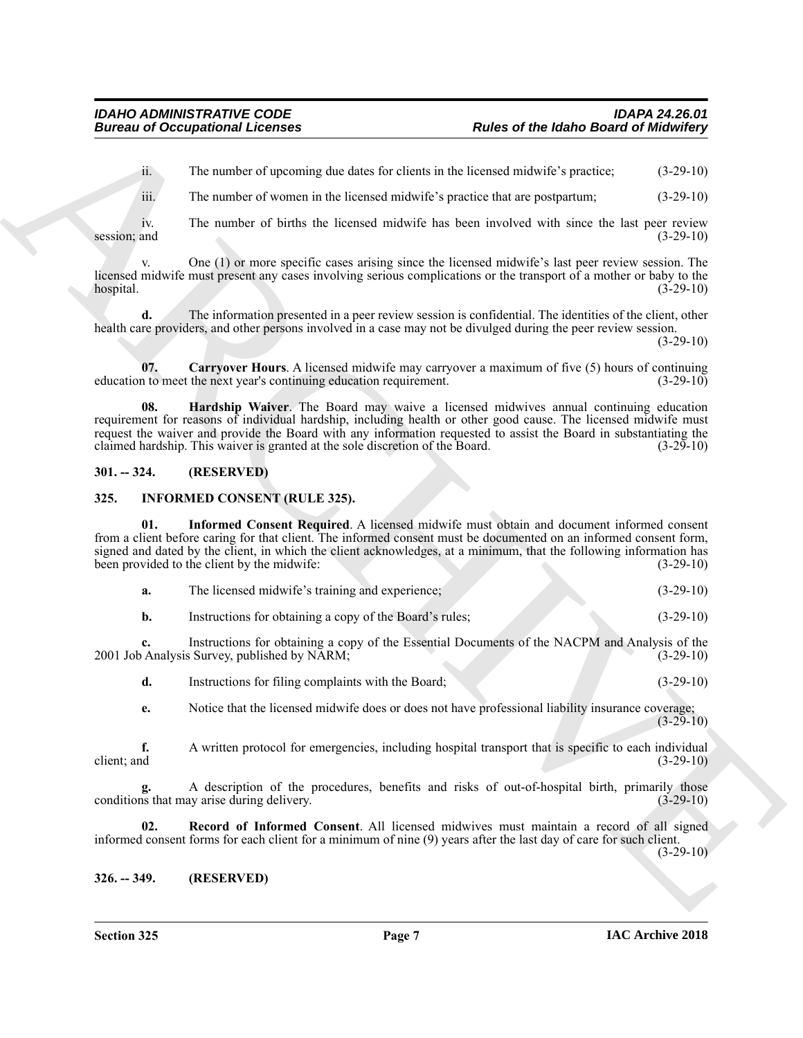ii. The number of upcoming due dates for clients in the licensed midwife's practice; (3-29-10)

iii. The number of women in the licensed midwife's practice that are postpartum; (3-29-10)

iv. The number of births the licensed midwife has been involved with since the last peer review session; and (3-29-10)

v. One (1) or more specific cases arising since the licensed midwife's last peer review session. The licensed midwife must present any cases involving serious complications or the transport of a mother or baby to the hospital. (3-29-10)

**d.** The information presented in a peer review session is confidential. The identities of the client, other health care providers, and other persons involved in a case may not be divulged during the peer review session. (3-29-10)

**07. Carryover Hours**. A licensed midwife may carryover a maximum of five (5) hours of continuing education to meet the next year's continuing education requirement. (3-29-10)

**08. Hardship Waiver**. The Board may waive a licensed midwives annual continuing education requirement for reasons of individual hardship, including health or other good cause. The licensed midwife must request the waiver and provide the Board with any information requested to assist the Board in substantiating the claimed hardship. This waiver is granted at the sole discretion of the Board. (3-29-10)

## 301. -- 324. (RESERVED)

## 325. INFORMED CONSENT (RULE 325).

**01. Informed Consent Required**. A licensed midwife must obtain and document informed consent from a client before caring for that client. The informed consent must be documented on an informed consent form, signed and dated by the client, in which the client acknowledges, at a minimum, that the following information has been provided to the client by the midwife: (3-29-10)

**a.** The licensed midwife's training and experience; (3-29-10)

**b.** Instructions for obtaining a copy of the Board's rules; (3-29-10)

**c.** Instructions for obtaining a copy of the Essential Documents of the NACPM and Analysis of the 2001 Job Analysis Survey, published by NARM; (3-29-10)

**d.** Instructions for filing complaints with the Board; (3-29-10)

**e.** Notice that the licensed midwife does or does not have professional liability insurance coverage; (3-29-10)

**f.** A written protocol for emergencies, including hospital transport that is specific to each individual client; and (3-29-10)

**g.** A description of the procedures, benefits and risks of out-of-hospital birth, primarily those conditions that may arise during delivery. (3-29-10)

**02. Record of Informed Consent**. All licensed midwives must maintain a record of all signed informed consent forms for each client for a minimum of nine (9) years after the last day of care for such client. (3-29-10)

## 326. -- 349. (RESERVED)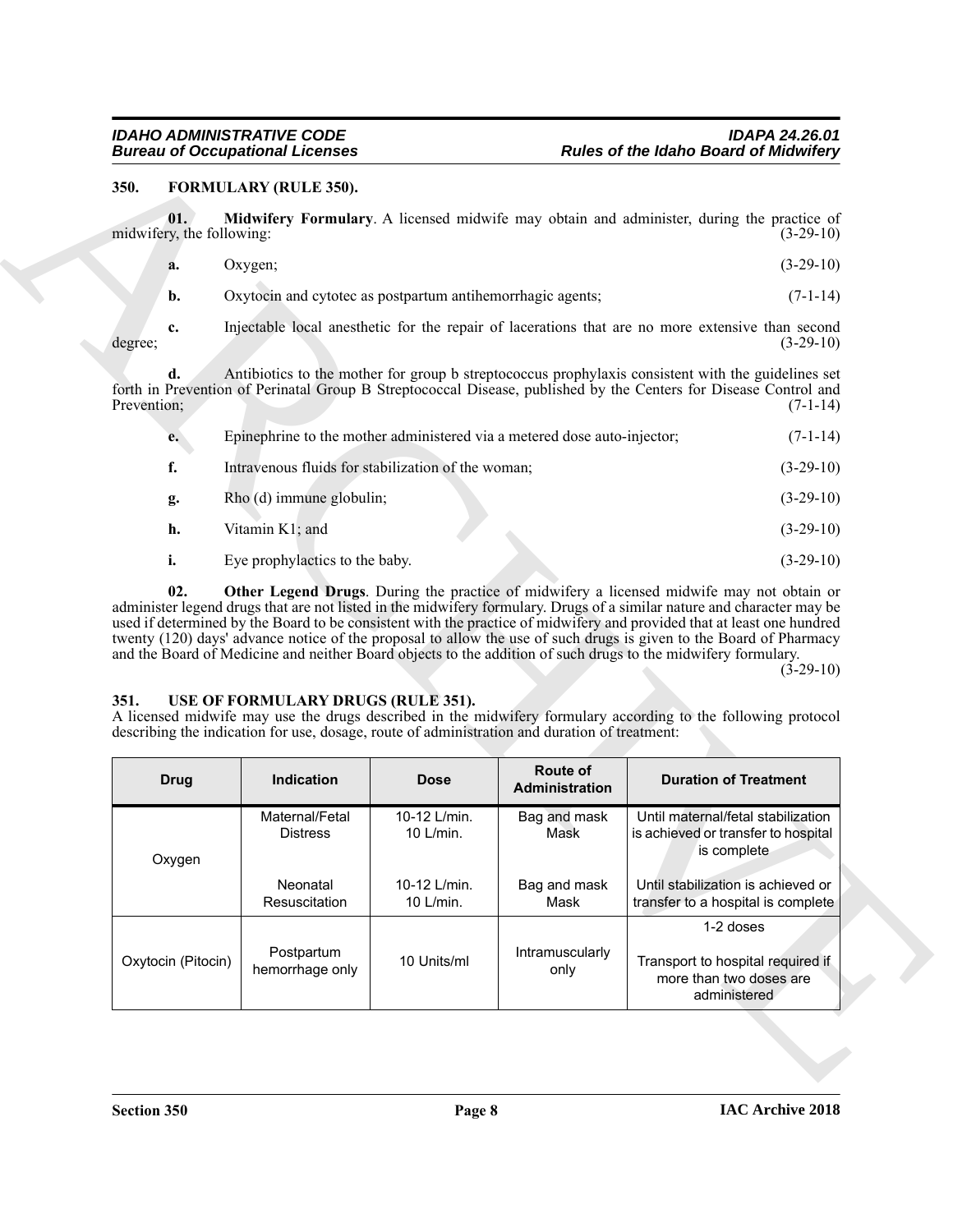### 350. FORMULARY (RULE 350).

**01. Midwifery Formulary**. A licensed midwife may obtain and administer, during the practice of midwifery, the following: (3-29-10)

**a.** Oxygen; (3-29-10)

**b.** Oxytocin and cytotec as postpartum antihemorrhagic agents; (7-1-14)

**c.** Injectable local anesthetic for the repair of lacerations that are no more extensive than second degree; (3-29-10)

**d.** Antibiotics to the mother for group b streptococcus prophylaxis consistent with the guidelines set forth in Prevention of Perinatal Group B Streptococcal Disease, published by the Centers for Disease Control and Prevention; (7-1-14)

**e.** Epinephrine to the mother administered via a metered dose auto-injector; (7-1-14)

**f.** Intravenous fluids for stabilization of the woman; (3-29-10)

**g.** Rho (d) immune globulin; (3-29-10)

**h.** Vitamin K1; and (3-29-10)

**i.** Eye prophylactics to the baby. (3-29-10)

**02. Other Legend Drugs**. During the practice of midwifery a licensed midwife may not obtain or administer legend drugs that are not listed in the midwifery formulary. Drugs of a similar nature and character may be used if determined by the Board to be consistent with the practice of midwifery and provided that at least one hundred twenty (120) days' advance notice of the proposal to allow the use of such drugs is given to the Board of Pharmacy and the Board of Medicine and neither Board objects to the addition of such drugs to the midwifery formulary. (3-29-10)

### 351. USE OF FORMULARY DRUGS (RULE 351).

A licensed midwife may use the drugs described in the midwifery formulary according to the following protocol describing the indication for use, dosage, route of administration and duration of treatment:

| Drug | Indication | Dose | Route of Administration | Duration of Treatment |
|---|---|---|---|---|
| Oxygen | Maternal/Fetal Distress | 10-12 L/min. 10 L/min. | Bag and mask Mask | Until maternal/fetal stabilization is achieved or transfer to hospital is complete |
| | Neonatal Resuscitation | 10-12 L/min. 10 L/min. | Bag and mask Mask | Until stabilization is achieved or transfer to a hospital is complete |
| Oxytocin (Pitocin) | Postpartum hemorrhage only | 10 Units/ml | Intramuscularly only | 1-2 doses<br>Transport to hospital required if more than two doses are administered |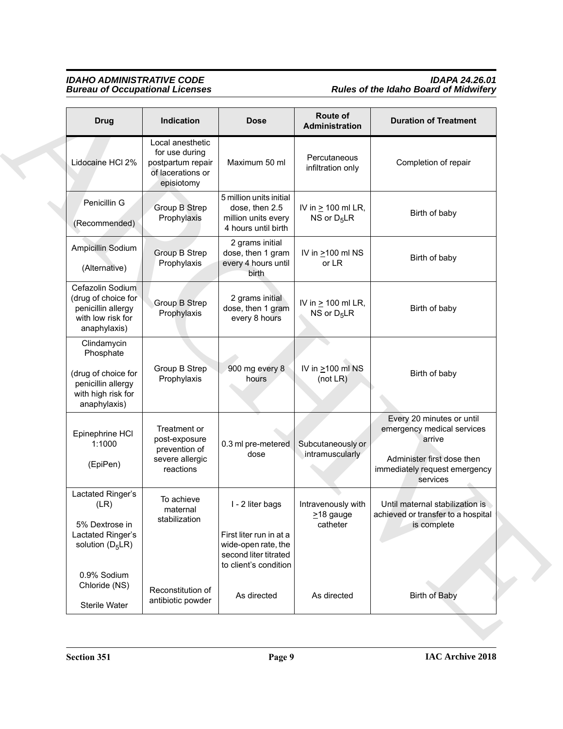| Drug | Indication | Dose | Route of Administration | Duration of Treatment |
|---|---|---|---|---|
| Lidocaine HCl 2% | Local anesthetic for use during postpartum repair of lacerations or episiotomy | Maximum 50 ml | Percutaneous infiltration only | Completion of repair |
| Penicillin G (Recommended) | Group B Strep Prophylaxis | 5 million units initial dose, then 2.5 million units every 4 hours until birth | IV in ≥ 100 ml LR, NS or $D_5$LR | Birth of baby |
| Ampicillin Sodium (Alternative) | Group B Strep Prophylaxis | 2 grams initial dose, then 1 gram every 4 hours until birth | IV in ≥100 ml NS or LR | Birth of baby |
| Cefazolin Sodium (drug of choice for penicillin allergy with low risk for anaphylaxis) | Group B Strep Prophylaxis | 2 grams initial dose, then 1 gram every 8 hours | IV in ≥ 100 ml LR, NS or $D_5$LR | Birth of baby |
| Clindamycin Phosphate (drug of choice for penicillin allergy with high risk for anaphylaxis) | Group B Strep Prophylaxis | 900 mg every 8 hours | IV in ≥100 ml NS (not LR) | Birth of baby |
| Epinephrine HCl 1:1000 (EpiPen) | Treatment or post-exposure prevention of severe allergic reactions | 0.3 ml pre-metered dose | Subcutaneously or intramuscularly | Every 20 minutes or until emergency medical services arrive. Administer first dose then immediately request emergency services |
| Lactated Ringer's (LR) 5% Dextrose in Lactated Ringer's solution ($D_5$LR) | To achieve maternal stabilization | I - 2 liter bags. First liter run in at a wide-open rate, the second liter titrated to client's condition | Intravenously with ≥18 gauge catheter | Until maternal stabilization is achieved or transfer to a hospital is complete |
| 0.9% Sodium Chloride (NS) Sterile Water | Reconstitution of antibiotic powder | As directed | As directed | Birth of Baby |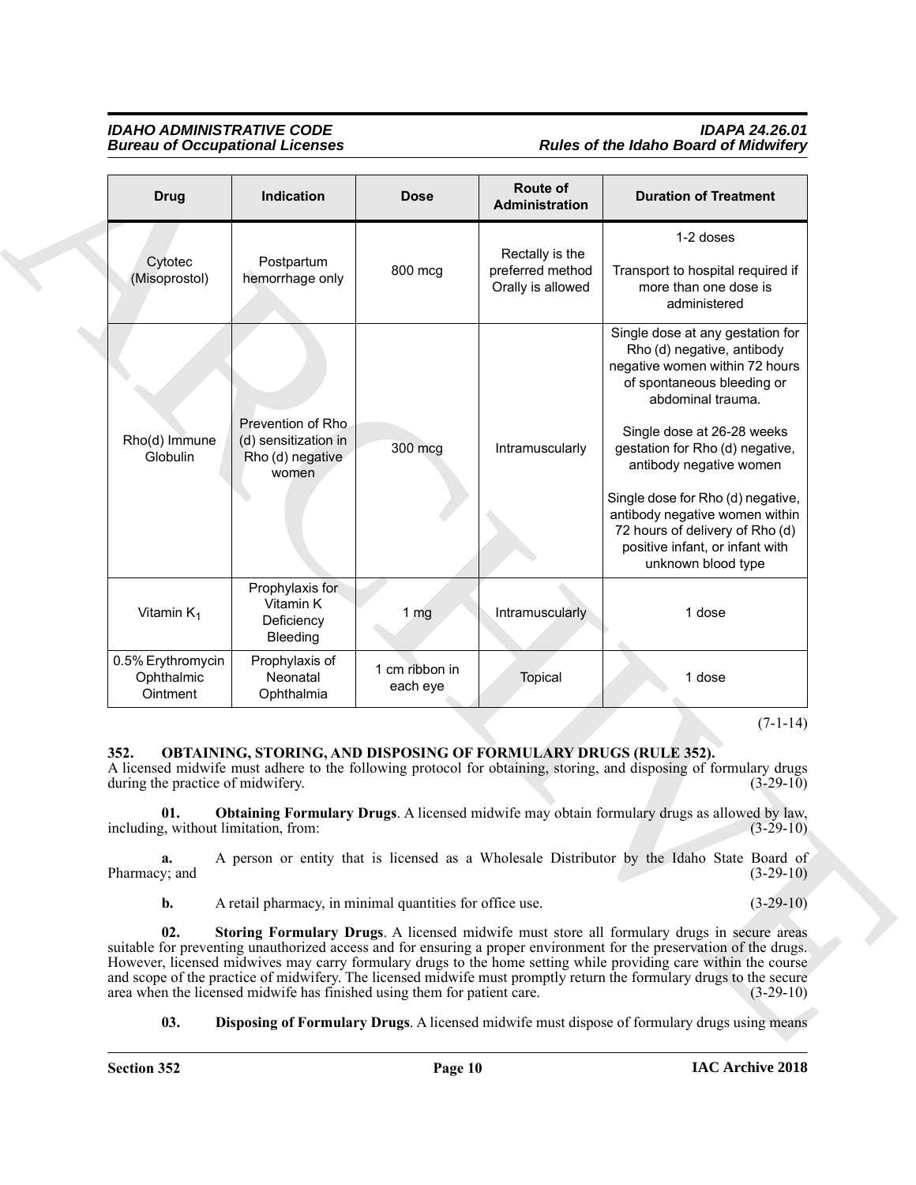| Drug | Indication | Dose | Route of Administration | Duration of Treatment |
|---|---|---|---|---|
| Cytotec (Misoprostol) | Postpartum hemorrhage only | 800 mcg | Rectally is the preferred method Orally is allowed | 1-2 doses<br><br>Transport to hospital required if more than one dose is administered |
| Rho(d) Immune Globulin | Prevention of Rho (d) sensitization in Rho (d) negative women | 300 mcg | Intramuscularly | Single dose at any gestation for Rho (d) negative, antibody negative women within 72 hours of spontaneous bleeding or abdominal trauma.<br><br>Single dose at 26-28 weeks gestation for Rho (d) negative, antibody negative women<br><br>Single dose for Rho (d) negative, antibody negative women within 72 hours of delivery of Rho (d) positive infant, or infant with unknown blood type |
| Vitamin $K_1$ | Prophylaxis for Vitamin K Deficiency Bleeding | 1 mg | Intramuscularly | 1 dose |
| 0.5% Erythromycin Ophthalmic Ointment | Prophylaxis of Neonatal Ophthalmia | 1 cm ribbon in each eye | Topical | 1 dose |

(7-1-14)

### 352. OBTAINING, STORING, AND DISPOSING OF FORMULARY DRUGS (RULE 352).

A licensed midwife must adhere to the following protocol for obtaining, storing, and disposing of formulary drugs during the practice of midwifery. (3-29-10)

**01. Obtaining Formulary Drugs**. A licensed midwife may obtain formulary drugs as allowed by law, including, without limitation, from: (3-29-10)

**a.** A person or entity that is licensed as a Wholesale Distributor by the Idaho State Board of Pharmacy; and (3-29-10)

**b.** A retail pharmacy, in minimal quantities for office use. (3-29-10)

**02. Storing Formulary Drugs**. A licensed midwife must store all formulary drugs in secure areas suitable for preventing unauthorized access and for ensuring a proper environment for the preservation of the drugs. However, licensed midwives may carry formulary drugs to the home setting while providing care within the course and scope of the practice of midwifery. The licensed midwife must promptly return the formulary drugs to the secure area when the licensed midwife has finished using them for patient care. (3-29-10)

**03. Disposing of Formulary Drugs**. A licensed midwife must dispose of formulary drugs using means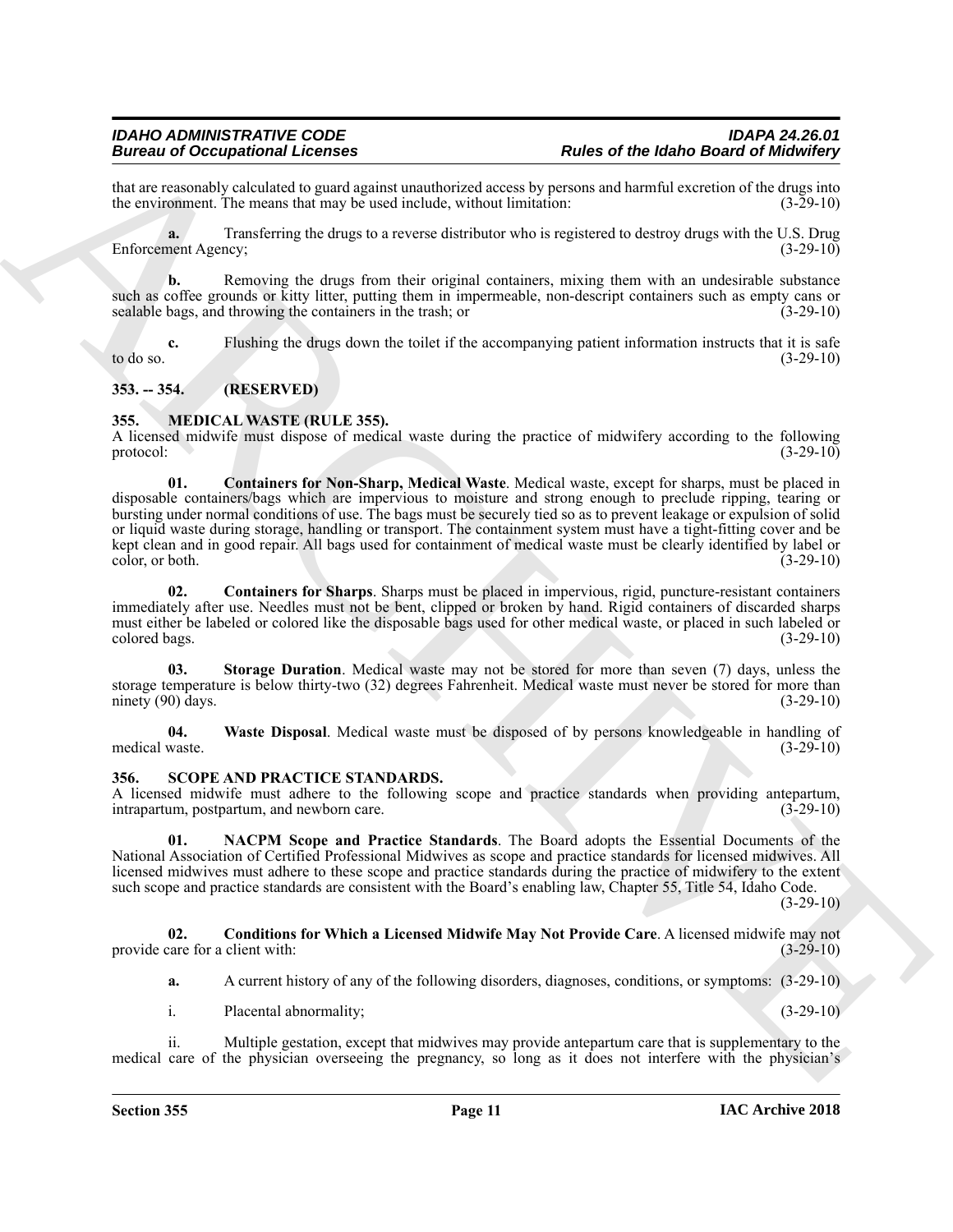that are reasonably calculated to guard against unauthorized access by persons and harmful excretion of the drugs into the environment. The means that may be used include, without limitation: (3-29-10)

**a.** Transferring the drugs to a reverse distributor who is registered to destroy drugs with the U.S. Drug Enforcement Agency; (3-29-10)

**b.** Removing the drugs from their original containers, mixing them with an undesirable substance such as coffee grounds or kitty litter, putting them in impermeable, non-descript containers such as empty cans or sealable bags, and throwing the containers in the trash; or (3-29-10)

**c.** Flushing the drugs down the toilet if the accompanying patient information instructs that it is safe to do so. (3-29-10)

## 353. -- 354. (RESERVED)

## 355. MEDICAL WASTE (RULE 355).

A licensed midwife must dispose of medical waste during the practice of midwifery according to the following protocol: (3-29-10)

**01. Containers for Non-Sharp, Medical Waste**. Medical waste, except for sharps, must be placed in disposable containers/bags which are impervious to moisture and strong enough to preclude ripping, tearing or bursting under normal conditions of use. The bags must be securely tied so as to prevent leakage or expulsion of solid or liquid waste during storage, handling or transport. The containment system must have a tight-fitting cover and be kept clean and in good repair. All bags used for containment of medical waste must be clearly identified by label or color, or both. (3-29-10)

**02. Containers for Sharps**. Sharps must be placed in impervious, rigid, puncture-resistant containers immediately after use. Needles must not be bent, clipped or broken by hand. Rigid containers of discarded sharps must either be labeled or colored like the disposable bags used for other medical waste, or placed in such labeled or colored bags. (3-29-10)

**03. Storage Duration**. Medical waste may not be stored for more than seven (7) days, unless the storage temperature is below thirty-two (32) degrees Fahrenheit. Medical waste must never be stored for more than ninety (90) days. (3-29-10)

**04. Waste Disposal**. Medical waste must be disposed of by persons knowledgeable in handling of medical waste. (3-29-10)

## 356. SCOPE AND PRACTICE STANDARDS.

A licensed midwife must adhere to the following scope and practice standards when providing antepartum, intrapartum, postpartum, and newborn care. (3-29-10)

**01. NACPM Scope and Practice Standards**. The Board adopts the Essential Documents of the National Association of Certified Professional Midwives as scope and practice standards for licensed midwives. All licensed midwives must adhere to these scope and practice standards during the practice of midwifery to the extent such scope and practice standards are consistent with the Board's enabling law, Chapter 55, Title 54, Idaho Code. (3-29-10)

**02. Conditions for Which a Licensed Midwife May Not Provide Care**. A licensed midwife may not provide care for a client with: (3-29-10)

**a.** A current history of any of the following disorders, diagnoses, conditions, or symptoms: (3-29-10)

i. Placental abnormality; (3-29-10)

ii. Multiple gestation, except that midwives may provide antepartum care that is supplementary to the medical care of the physician overseeing the pregnancy, so long as it does not interfere with the physician's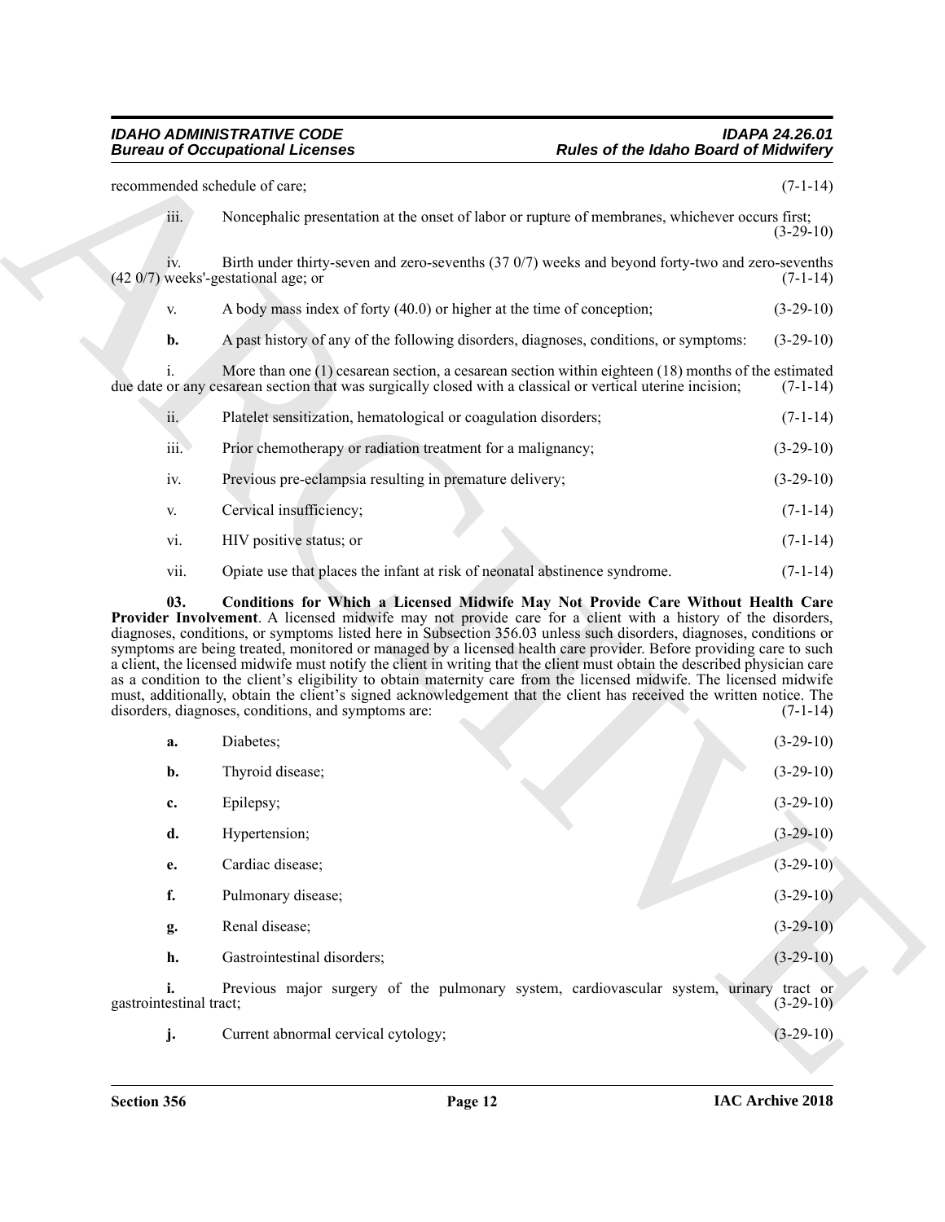recommended schedule of care; (7-1-14)

iii. Noncephalic presentation at the onset of labor or rupture of membranes, whichever occurs first; (3-29-10)

iv. Birth under thirty-seven and zero-sevenths (37 0/7) weeks and beyond forty-two and zero-sevenths (42 0/7) weeks'-gestational age; or (7-1-14)

v. A body mass index of forty (40.0) or higher at the time of conception; (3-29-10)

**b.** A past history of any of the following disorders, diagnoses, conditions, or symptoms: (3-29-10)

i. More than one (1) cesarean section, a cesarean section within eighteen (18) months of the estimated due date or any cesarean section that was surgically closed with a classical or vertical uterine incision; (7-1-14)

ii. Platelet sensitization, hematological or coagulation disorders; (7-1-14)

iii. Prior chemotherapy or radiation treatment for a malignancy; (3-29-10)

iv. Previous pre-eclampsia resulting in premature delivery; (3-29-10)

v. Cervical insufficiency; (7-1-14)

vi. HIV positive status; or (7-1-14)

vii. Opiate use that places the infant at risk of neonatal abstinence syndrome. (7-1-14)

**03. Conditions for Which a Licensed Midwife May Not Provide Care Without Health Care Provider Involvement**. A licensed midwife may not provide care for a client with a history of the disorders, diagnoses, conditions, or symptoms listed here in Subsection 356.03 unless such disorders, diagnoses, conditions or symptoms are being treated, monitored or managed by a licensed health care provider. Before providing care to such a client, the licensed midwife must notify the client in writing that the client must obtain the described physician care as a condition to the client's eligibility to obtain maternity care from the licensed midwife. The licensed midwife must, additionally, obtain the client's signed acknowledgement that the client has received the written notice. The disorders, diagnoses, conditions, and symptoms are: (7-1-14)

**a.** Diabetes; (3-29-10)

**b.** Thyroid disease; (3-29-10)

**c.** Epilepsy; (3-29-10)

**d.** Hypertension; (3-29-10)

**e.** Cardiac disease; (3-29-10)

**f.** Pulmonary disease; (3-29-10)

**g.** Renal disease; (3-29-10)

**h.** Gastrointestinal disorders; (3-29-10)

**i.** Previous major surgery of the pulmonary system, cardiovascular system, urinary tract or gastrointestinal tract; (3-29-10)

**j.** Current abnormal cervical cytology; (3-29-10)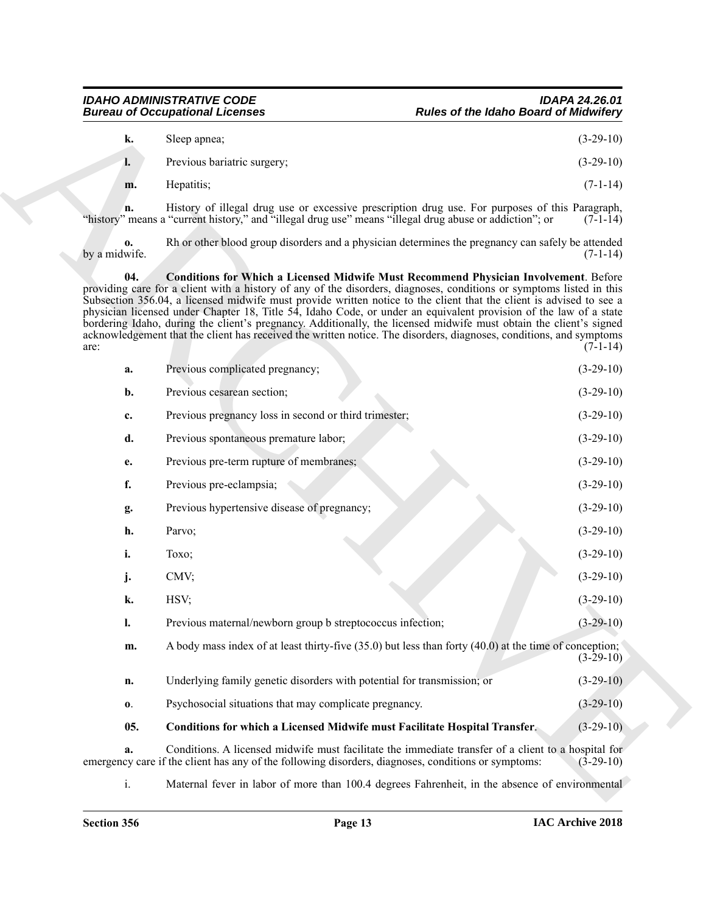**k.** Sleep apnea; (3-29-10)

**l.** Previous bariatric surgery; (3-29-10)

**m.** Hepatitis; (7-1-14)

**n.** History of illegal drug use or excessive prescription drug use. For purposes of this Paragraph, "history" means a "current history," and "illegal drug use" means "illegal drug abuse or addiction"; or (7-1-14)

**o.** Rh or other blood group disorders and a physician determines the pregnancy can safely be attended by a midwife. (7-1-14)

**04. Conditions for Which a Licensed Midwife Must Recommend Physician Involvement**. Before providing care for a client with a history of any of the disorders, diagnoses, conditions or symptoms listed in this Subsection 356.04, a licensed midwife must provide written notice to the client that the client is advised to see a physician licensed under Chapter 18, Title 54, Idaho Code, or under an equivalent provision of the law of a state bordering Idaho, during the client's pregnancy. Additionally, the licensed midwife must obtain the client's signed acknowledgement that the client has received the written notice. The disorders, diagnoses, conditions, and symptoms are: (7-1-14)

**a.** Previous complicated pregnancy; (3-29-10)

**b.** Previous cesarean section; (3-29-10)

**c.** Previous pregnancy loss in second or third trimester; (3-29-10)

**d.** Previous spontaneous premature labor; (3-29-10)

**e.** Previous pre-term rupture of membranes; (3-29-10)

**f.** Previous pre-eclampsia; (3-29-10)

**g.** Previous hypertensive disease of pregnancy; (3-29-10)

**h.** Parvo; (3-29-10)

**i.** Toxo; (3-29-10)

**j.** CMV; (3-29-10)

**k.** HSV; (3-29-10)

**l.** Previous maternal/newborn group b streptococcus infection; (3-29-10)

**m.** A body mass index of at least thirty-five (35.0) but less than forty (40.0) at the time of conception; (3-29-10)

**n.** Underlying family genetic disorders with potential for transmission; or (3-29-10)

**o**. Psychosocial situations that may complicate pregnancy. (3-29-10)

**05. Conditions for which a Licensed Midwife must Facilitate Hospital Transfer**. (3-29-10)

**a.** Conditions. A licensed midwife must facilitate the immediate transfer of a client to a hospital for emergency care if the client has any of the following disorders, diagnoses, conditions or symptoms: (3-29-10)

i. Maternal fever in labor of more than 100.4 degrees Fahrenheit, in the absence of environmental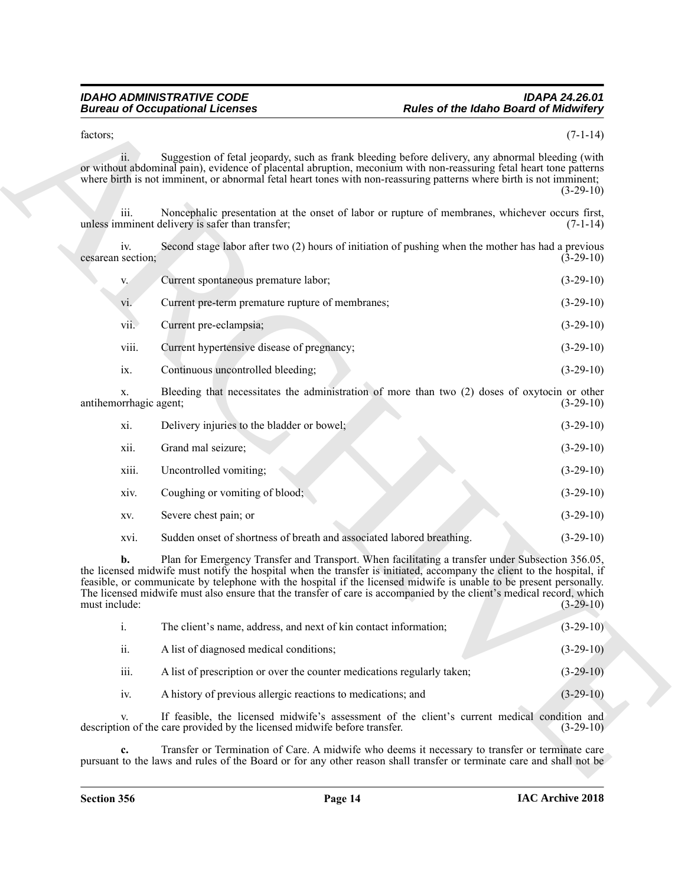factors; (7-1-14)

ii. Suggestion of fetal jeopardy, such as frank bleeding before delivery, any abnormal bleeding (with or without abdominal pain), evidence of placental abruption, meconium with non-reassuring fetal heart tone patterns where birth is not imminent, or abnormal fetal heart tones with non-reassuring patterns where birth is not imminent; (3-29-10)

iii. Noncephalic presentation at the onset of labor or rupture of membranes, whichever occurs first, unless imminent delivery is safer than transfer; (7-1-14)

iv. Second stage labor after two (2) hours of initiation of pushing when the mother has had a previous cesarean section; (3-29-10)

v. Current spontaneous premature labor; (3-29-10)

vi. Current pre-term premature rupture of membranes; (3-29-10)

vii. Current pre-eclampsia; (3-29-10)

viii. Current hypertensive disease of pregnancy; (3-29-10)

ix. Continuous uncontrolled bleeding; (3-29-10)

x. Bleeding that necessitates the administration of more than two (2) doses of oxytocin or other antihemorrhagic agent; (3-29-10)

xi. Delivery injuries to the bladder or bowel; (3-29-10)

xii. Grand mal seizure; (3-29-10)

xiii. Uncontrolled vomiting; (3-29-10)

xiv. Coughing or vomiting of blood; (3-29-10)

xv. Severe chest pain; or (3-29-10)

xvi. Sudden onset of shortness of breath and associated labored breathing. (3-29-10)

**b.** Plan for Emergency Transfer and Transport. When facilitating a transfer under Subsection 356.05, the licensed midwife must notify the hospital when the transfer is initiated, accompany the client to the hospital, if feasible, or communicate by telephone with the hospital if the licensed midwife is unable to be present personally. The licensed midwife must also ensure that the transfer of care is accompanied by the client's medical record, which must include: (3-29-10)

i. The client's name, address, and next of kin contact information; (3-29-10)

ii. A list of diagnosed medical conditions; (3-29-10)

iii. A list of prescription or over the counter medications regularly taken; (3-29-10)

iv. A history of previous allergic reactions to medications; and (3-29-10)

v. If feasible, the licensed midwife's assessment of the client's current medical condition and description of the care provided by the licensed midwife before transfer. (3-29-10)

**c.** Transfer or Termination of Care. A midwife who deems it necessary to transfer or terminate care pursuant to the laws and rules of the Board or for any other reason shall transfer or terminate care and shall not be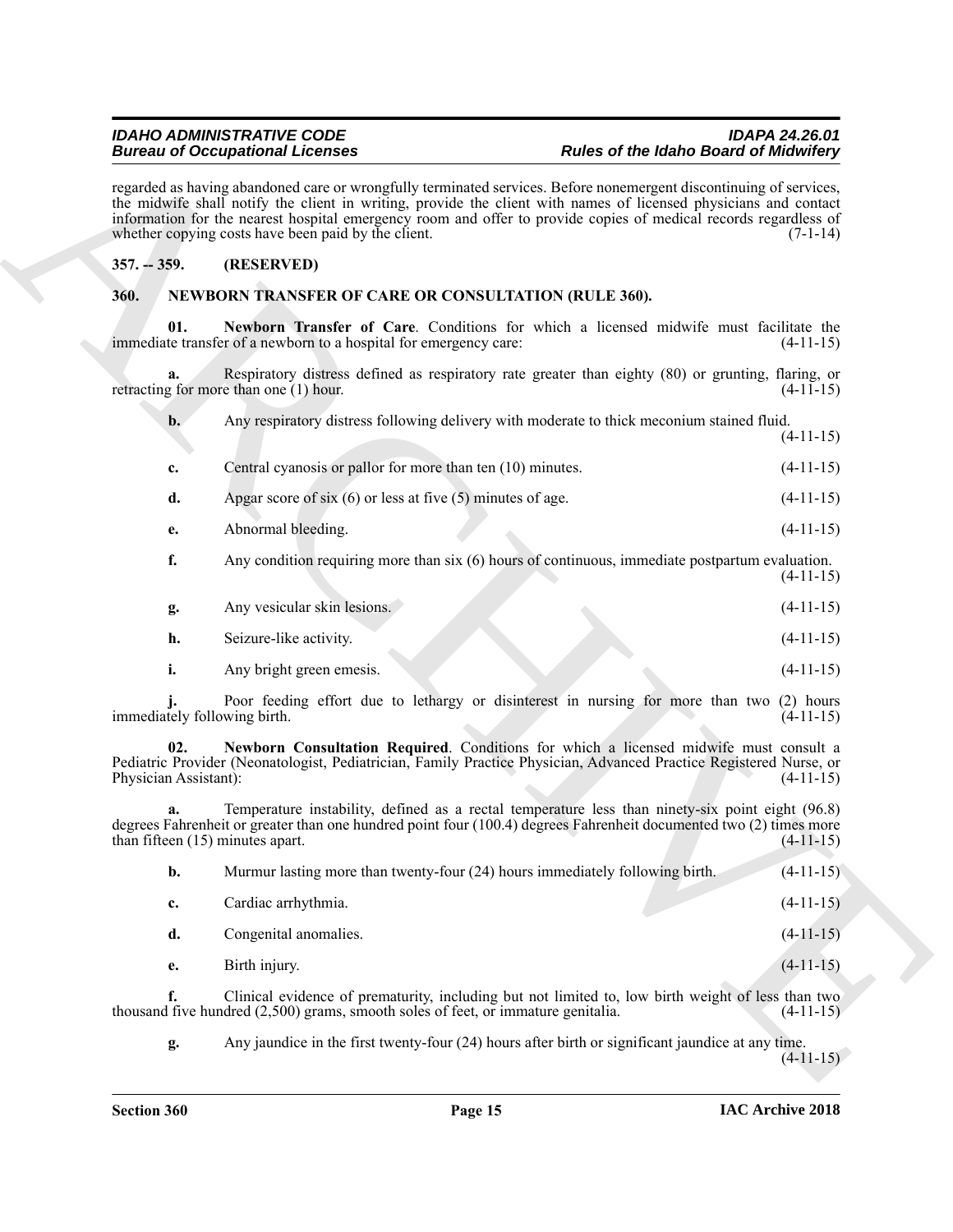regarded as having abandoned care or wrongfully terminated services. Before nonemergent discontinuing of services, the midwife shall notify the client in writing, provide the client with names of licensed physicians and contact information for the nearest hospital emergency room and offer to provide copies of medical records regardless of whether copying costs have been paid by the client. (7-1-14)

## 357. -- 359. (RESERVED)

## 360. NEWBORN TRANSFER OF CARE OR CONSULTATION (RULE 360).

**01. Newborn Transfer of Care**. Conditions for which a licensed midwife must facilitate the immediate transfer of a newborn to a hospital for emergency care: (4-11-15)

**a.** Respiratory distress defined as respiratory rate greater than eighty (80) or grunting, flaring, or retracting for more than one (1) hour. (4-11-15)

**b.** Any respiratory distress following delivery with moderate to thick meconium stained fluid. (4-11-15)

**c.** Central cyanosis or pallor for more than ten (10) minutes. (4-11-15)

**d.** Apgar score of six (6) or less at five (5) minutes of age. (4-11-15)

**e.** Abnormal bleeding. (4-11-15)

**f.** Any condition requiring more than six (6) hours of continuous, immediate postpartum evaluation. (4-11-15)

**g.** Any vesicular skin lesions. (4-11-15)

**h.** Seizure-like activity. (4-11-15)

**i.** Any bright green emesis. (4-11-15)

**j.** Poor feeding effort due to lethargy or disinterest in nursing for more than two (2) hours immediately following birth. (4-11-15)

**02. Newborn Consultation Required**. Conditions for which a licensed midwife must consult a Pediatric Provider (Neonatologist, Pediatrician, Family Practice Physician, Advanced Practice Registered Nurse, or Physician Assistant): (4-11-15)

**a.** Temperature instability, defined as a rectal temperature less than ninety-six point eight (96.8) degrees Fahrenheit or greater than one hundred point four (100.4) degrees Fahrenheit documented two (2) times more than fifteen (15) minutes apart. (4-11-15)

**b.** Murmur lasting more than twenty-four (24) hours immediately following birth. (4-11-15)

**c.** Cardiac arrhythmia. (4-11-15)

**d.** Congenital anomalies. (4-11-15)

**e.** Birth injury. (4-11-15)

**f.** Clinical evidence of prematurity, including but not limited to, low birth weight of less than two thousand five hundred (2,500) grams, smooth soles of feet, or immature genitalia. (4-11-15)

**g.** Any jaundice in the first twenty-four (24) hours after birth or significant jaundice at any time. (4-11-15)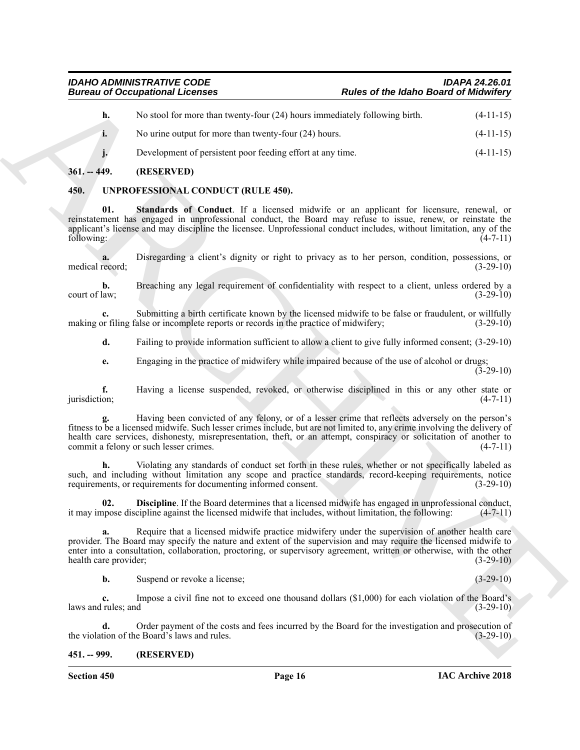**h.** No stool for more than twenty-four (24) hours immediately following birth. (4-11-15)

**i.** No urine output for more than twenty-four (24) hours. (4-11-15)

**j.** Development of persistent poor feeding effort at any time. (4-11-15)

## 361. -- 449. (RESERVED)

## 450. UNPROFESSIONAL CONDUCT (RULE 450).

**01. Standards of Conduct**. If a licensed midwife or an applicant for licensure, renewal, or reinstatement has engaged in unprofessional conduct, the Board may refuse to issue, renew, or reinstate the applicant's license and may discipline the licensee. Unprofessional conduct includes, without limitation, any of the following: (4-7-11)

**a.** Disregarding a client's dignity or right to privacy as to her person, condition, possessions, or medical record; (3-29-10)

**b.** Breaching any legal requirement of confidentiality with respect to a client, unless ordered by a court of law; (3-29-10)

**c.** Submitting a birth certificate known by the licensed midwife to be false or fraudulent, or willfully making or filing false or incomplete reports or records in the practice of midwifery; (3-29-10)

**d.** Failing to provide information sufficient to allow a client to give fully informed consent; (3-29-10)

**e.** Engaging in the practice of midwifery while impaired because of the use of alcohol or drugs; (3-29-10)

**f.** Having a license suspended, revoked, or otherwise disciplined in this or any other state or jurisdiction; (4-7-11)

**g.** Having been convicted of any felony, or of a lesser crime that reflects adversely on the person's fitness to be a licensed midwife. Such lesser crimes include, but are not limited to, any crime involving the delivery of health care services, dishonesty, misrepresentation, theft, or an attempt, conspiracy or solicitation of another to commit a felony or such lesser crimes. (4-7-11)

**h.** Violating any standards of conduct set forth in these rules, whether or not specifically labeled as such, and including without limitation any scope and practice standards, record-keeping requirements, notice requirements, or requirements for documenting informed consent. (3-29-10)

**02. Discipline**. If the Board determines that a licensed midwife has engaged in unprofessional conduct, it may impose discipline against the licensed midwife that includes, without limitation, the following: (4-7-11)

**a.** Require that a licensed midwife practice midwifery under the supervision of another health care provider. The Board may specify the nature and extent of the supervision and may require the licensed midwife to enter into a consultation, collaboration, proctoring, or supervisory agreement, written or otherwise, with the other health care provider; (3-29-10)

**b.** Suspend or revoke a license; (3-29-10)

**c.** Impose a civil fine not to exceed one thousand dollars ($1,000) for each violation of the Board's laws and rules; and (3-29-10)

**d.** Order payment of the costs and fees incurred by the Board for the investigation and prosecution of the violation of the Board's laws and rules. (3-29-10)

## 451. -- 999. (RESERVED)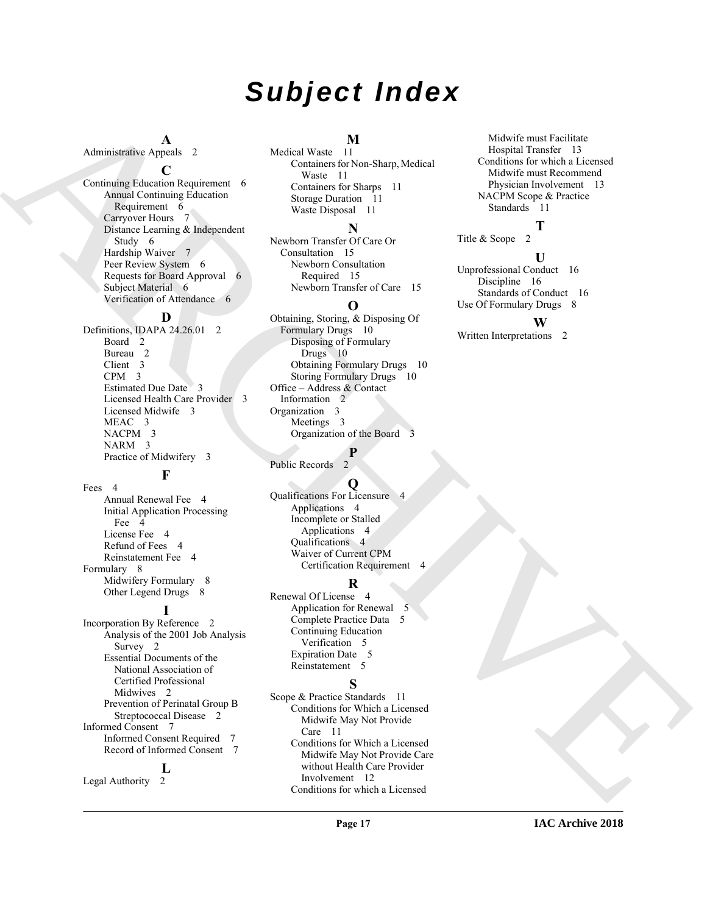# Subject Index

**A**

Administrative Appeals 2

**C**

Continuing Education Requirement 6
- Annual Continuing Education Requirement 6
- Carryover Hours 7
- Distance Learning & Independent Study 6
- Hardship Waiver 7
- Peer Review System 6
- Requests for Board Approval 6
- Subject Material 6
- Verification of Attendance 6

**D**

Definitions, IDAPA 24.26.01 2
- Board 2
- Bureau 2
- Client 3
- CPM 3
- Estimated Due Date 3
- Licensed Health Care Provider 3
- Licensed Midwife 3
- MEAC 3
- NACPM 3
- NARM 3
- Practice of Midwifery 3

**F**

Fees 4
- Annual Renewal Fee 4
- Initial Application Processing Fee 4
- License Fee 4
- Refund of Fees 4
- Reinstatement Fee 4

Formulary 8
- Midwifery Formulary 8
- Other Legend Drugs 8

**I**

Incorporation By Reference 2
- Analysis of the 2001 Job Analysis Survey 2
- Essential Documents of the National Association of Certified Professional Midwives 2
- Prevention of Perinatal Group B Streptococcal Disease 2

Informed Consent 7
- Informed Consent Required 7
- Record of Informed Consent 7

**L**

Legal Authority 2

**M**

Medical Waste 11
- Containers for Non-Sharp, Medical Waste 11
- Containers for Sharps 11
- Storage Duration 11
- Waste Disposal 11

**N**

Newborn Transfer Of Care Or Consultation 15
- Newborn Consultation Required 15
- Newborn Transfer of Care 15

**O**

Obtaining, Storing, & Disposing Of Formulary Drugs 10
- Disposing of Formulary Drugs 10
- Obtaining Formulary Drugs 10
- Storing Formulary Drugs 10

Office – Address & Contact Information 2

Organization 3
- Meetings 3
- Organization of the Board 3

**P**

Public Records 2

**Q**

Qualifications For Licensure 4
- Applications 4
- Incomplete or Stalled Applications 4
- Qualifications 4
- Waiver of Current CPM Certification Requirement 4

**R**

Renewal Of License 4
- Application for Renewal 5
- Complete Practice Data 5
- Continuing Education Verification 5
- Expiration Date 5
- Reinstatement 5

**S**

Scope & Practice Standards 11
- Conditions for Which a Licensed Midwife May Not Provide Care 11
- Conditions for Which a Licensed Midwife May Not Provide Care without Health Care Provider Involvement 12
- Conditions for which a Licensed Midwife must Facilitate Hospital Transfer 13
- Conditions for which a Licensed Midwife must Recommend Physician Involvement 13
- NACPM Scope & Practice Standards 11

**T**

Title & Scope 2

**U**

Unprofessional Conduct 16
- Discipline 16
- Standards of Conduct 16

Use Of Formulary Drugs 8

**W**

Written Interpretations 2